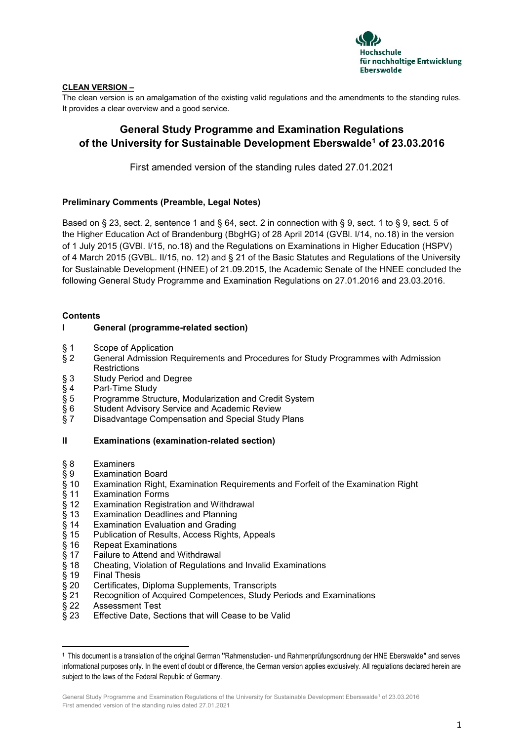**CLEAN VERSION –**

The clean version is an amalgamation of the existing valid regulations and the amendments to the standing rules. It provides a clear overview and a good service.

# General Study Programme and Examination Regulations of the University for Sustainable Development Eberswalde[1] of 23.03.2016

First amended version of the standing rules dated 27.01.2021

## Preliminary Comments (Preamble, Legal Notes)

Based on § 23, sect. 2, sentence 1 and § 64, sect. 2 in connection with § 9, sect. 1 to § 9, sect. 5 of the Higher Education Act of Brandenburg (BbgHG) of 28 April 2014 (GVBl. I/14, no.18) in the version of 1 July 2015 (GVBl. I/15, no.18) and the Regulations on Examinations in Higher Education (HSPV) of 4 March 2015 (GVBL. II/15, no. 12) and § 21 of the Basic Statutes and Regulations of the University for Sustainable Development (HNEE) of 21.09.2015, the Academic Senate of the HNEE concluded the following General Study Programme and Examination Regulations on 27.01.2016 and 23.03.2016.

## Contents

**I General (programme-related section)**

- § 1 Scope of Application
- § 2 General Admission Requirements and Procedures for Study Programmes with Admission Restrictions
- § 3 Study Period and Degree
- § 4 Part-Time Study
- § 5 Programme Structure, Modularization and Credit System
- § 6 Student Advisory Service and Academic Review
- § 7 Disadvantage Compensation and Special Study Plans

**II Examinations (examination-related section)**

- § 8 Examiners
- § 9 Examination Board
- § 10 Examination Right, Examination Requirements and Forfeit of the Examination Right
- § 11 Examination Forms
- § 12 Examination Registration and Withdrawal
- § 13 Examination Deadlines and Planning
- § 14 Examination Evaluation and Grading
- § 15 Publication of Results, Access Rights, Appeals
- § 16 Repeat Examinations
- § 17 Failure to Attend and Withdrawal
- § 18 Cheating, Violation of Regulations and Invalid Examinations
- § 19 Final Thesis
- § 20 Certificates, Diploma Supplements, Transcripts
- § 21 Recognition of Acquired Competences, Study Periods and Examinations
- § 22 Assessment Test
- § 23 Effective Date, Sections that will Cease to be Valid

---

[1] This document is a translation of the original German "Rahmenstudien- und Rahmenprüfungsordnung der HNE Eberswalde" and serves informational purposes only. In the event of doubt or difference, the German version applies exclusively. All regulations declared herein are subject to the laws of the Federal Republic of Germany.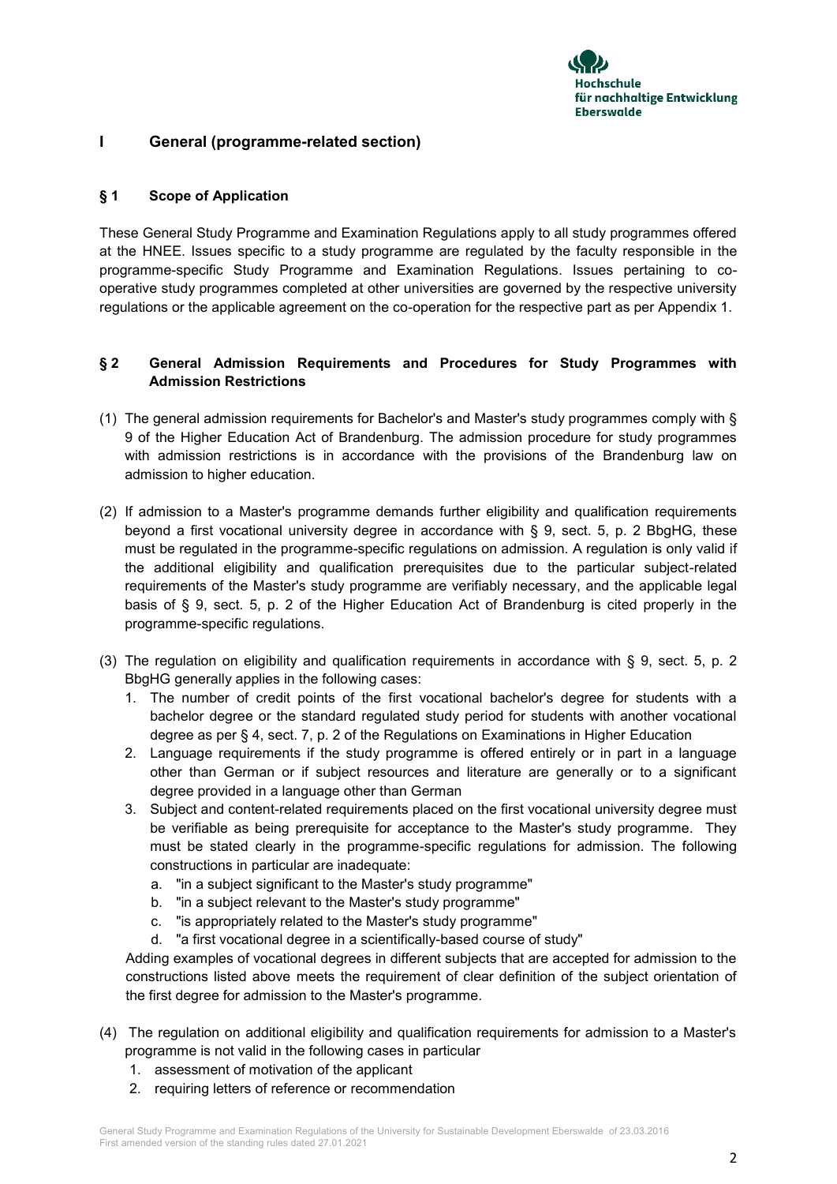# I General (programme-related section)

## § 1 Scope of Application

These General Study Programme and Examination Regulations apply to all study programmes offered at the HNEE. Issues specific to a study programme are regulated by the faculty responsible in the programme-specific Study Programme and Examination Regulations. Issues pertaining to co-operative study programmes completed at other universities are governed by the respective university regulations or the applicable agreement on the co-operation for the respective part as per Appendix 1.

## § 2 General Admission Requirements and Procedures for Study Programmes with Admission Restrictions

(1) The general admission requirements for Bachelor's and Master's study programmes comply with § 9 of the Higher Education Act of Brandenburg. The admission procedure for study programmes with admission restrictions is in accordance with the provisions of the Brandenburg law on admission to higher education.

(2) If admission to a Master's programme demands further eligibility and qualification requirements beyond a first vocational university degree in accordance with § 9, sect. 5, p. 2 BbgHG, these must be regulated in the programme-specific regulations on admission. A regulation is only valid if the additional eligibility and qualification prerequisites due to the particular subject-related requirements of the Master's study programme are verifiably necessary, and the applicable legal basis of § 9, sect. 5, p. 2 of the Higher Education Act of Brandenburg is cited properly in the programme-specific regulations.

(3) The regulation on eligibility and qualification requirements in accordance with § 9, sect. 5, p. 2 BbgHG generally applies in the following cases:
1. The number of credit points of the first vocational bachelor's degree for students with a bachelor degree or the standard regulated study period for students with another vocational degree as per § 4, sect. 7, p. 2 of the Regulations on Examinations in Higher Education
2. Language requirements if the study programme is offered entirely or in part in a language other than German or if subject resources and literature are generally or to a significant degree provided in a language other than German
3. Subject and content-related requirements placed on the first vocational university degree must be verifiable as being prerequisite for acceptance to the Master's study programme. They must be stated clearly in the programme-specific regulations for admission. The following constructions in particular are inadequate:
   a. "in a subject significant to the Master's study programme"
   b. "in a subject relevant to the Master's study programme"
   c. "is appropriately related to the Master's study programme"
   d. "a first vocational degree in a scientifically-based course of study"

   Adding examples of vocational degrees in different subjects that are accepted for admission to the constructions listed above meets the requirement of clear definition of the subject orientation of the first degree for admission to the Master's programme.

(4) The regulation on additional eligibility and qualification requirements for admission to a Master's programme is not valid in the following cases in particular
1. assessment of motivation of the applicant
2. requiring letters of reference or recommendation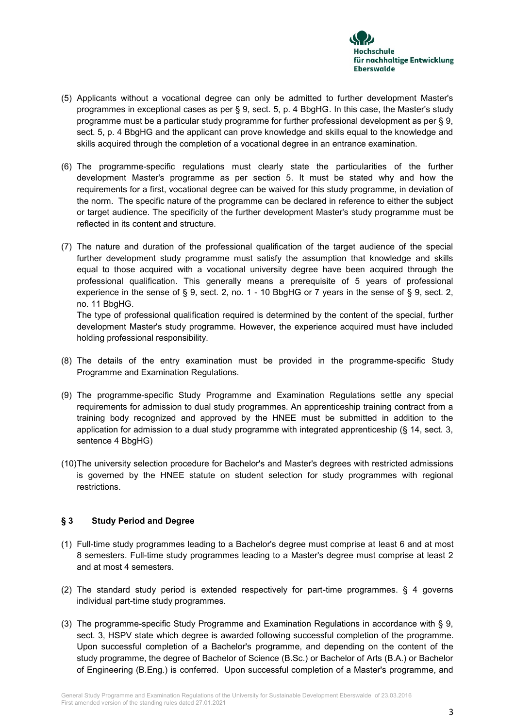(5) Applicants without a vocational degree can only be admitted to further development Master's programmes in exceptional cases as per § 9, sect. 5, p. 4 BbgHG. In this case, the Master's study programme must be a particular study programme for further professional development as per § 9, sect. 5, p. 4 BbgHG and the applicant can prove knowledge and skills equal to the knowledge and skills acquired through the completion of a vocational degree in an entrance examination.

(6) The programme-specific regulations must clearly state the particularities of the further development Master's programme as per section 5. It must be stated why and how the requirements for a first, vocational degree can be waived for this study programme, in deviation of the norm. The specific nature of the programme can be declared in reference to either the subject or target audience. The specificity of the further development Master's study programme must be reflected in its content and structure.

(7) The nature and duration of the professional qualification of the target audience of the special further development study programme must satisfy the assumption that knowledge and skills equal to those acquired with a vocational university degree have been acquired through the professional qualification. This generally means a prerequisite of 5 years of professional experience in the sense of § 9, sect. 2, no. 1 - 10 BbgHG or 7 years in the sense of § 9, sect. 2, no. 11 BbgHG.
The type of professional qualification required is determined by the content of the special, further development Master's study programme. However, the experience acquired must have included holding professional responsibility.

(8) The details of the entry examination must be provided in the programme-specific Study Programme and Examination Regulations.

(9) The programme-specific Study Programme and Examination Regulations settle any special requirements for admission to dual study programmes. An apprenticeship training contract from a training body recognized and approved by the HNEE must be submitted in addition to the application for admission to a dual study programme with integrated apprenticeship (§ 14, sect. 3, sentence 4 BbgHG)

(10) The university selection procedure for Bachelor's and Master's degrees with restricted admissions is governed by the HNEE statute on student selection for study programmes with regional restrictions.

## § 3 Study Period and Degree

(1) Full-time study programmes leading to a Bachelor's degree must comprise at least 6 and at most 8 semesters. Full-time study programmes leading to a Master's degree must comprise at least 2 and at most 4 semesters.

(2) The standard study period is extended respectively for part-time programmes. § 4 governs individual part-time study programmes.

(3) The programme-specific Study Programme and Examination Regulations in accordance with § 9, sect. 3, HSPV state which degree is awarded following successful completion of the programme. Upon successful completion of a Bachelor's programme, and depending on the content of the study programme, the degree of Bachelor of Science (B.Sc.) or Bachelor of Arts (B.A.) or Bachelor of Engineering (B.Eng.) is conferred. Upon successful completion of a Master's programme, and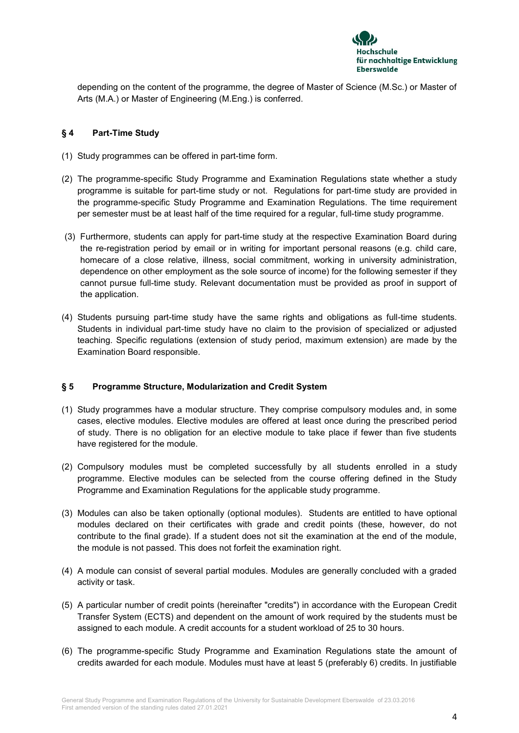depending on the content of the programme, the degree of Master of Science (M.Sc.) or Master of Arts (M.A.) or Master of Engineering (M.Eng.) is conferred.

## § 4 Part-Time Study

(1) Study programmes can be offered in part-time form.

(2) The programme-specific Study Programme and Examination Regulations state whether a study programme is suitable for part-time study or not. Regulations for part-time study are provided in the programme-specific Study Programme and Examination Regulations. The time requirement per semester must be at least half of the time required for a regular, full-time study programme.

(3) Furthermore, students can apply for part-time study at the respective Examination Board during the re-registration period by email or in writing for important personal reasons (e.g. child care, homecare of a close relative, illness, social commitment, working in university administration, dependence on other employment as the sole source of income) for the following semester if they cannot pursue full-time study. Relevant documentation must be provided as proof in support of the application.

(4) Students pursuing part-time study have the same rights and obligations as full-time students. Students in individual part-time study have no claim to the provision of specialized or adjusted teaching. Specific regulations (extension of study period, maximum extension) are made by the Examination Board responsible.

## § 5 Programme Structure, Modularization and Credit System

(1) Study programmes have a modular structure. They comprise compulsory modules and, in some cases, elective modules. Elective modules are offered at least once during the prescribed period of study. There is no obligation for an elective module to take place if fewer than five students have registered for the module.

(2) Compulsory modules must be completed successfully by all students enrolled in a study programme. Elective modules can be selected from the course offering defined in the Study Programme and Examination Regulations for the applicable study programme.

(3) Modules can also be taken optionally (optional modules). Students are entitled to have optional modules declared on their certificates with grade and credit points (these, however, do not contribute to the final grade). If a student does not sit the examination at the end of the module, the module is not passed. This does not forfeit the examination right.

(4) A module can consist of several partial modules. Modules are generally concluded with a graded activity or task.

(5) A particular number of credit points (hereinafter "credits") in accordance with the European Credit Transfer System (ECTS) and dependent on the amount of work required by the students must be assigned to each module. A credit accounts for a student workload of 25 to 30 hours.

(6) The programme-specific Study Programme and Examination Regulations state the amount of credits awarded for each module. Modules must have at least 5 (preferably 6) credits. In justifiable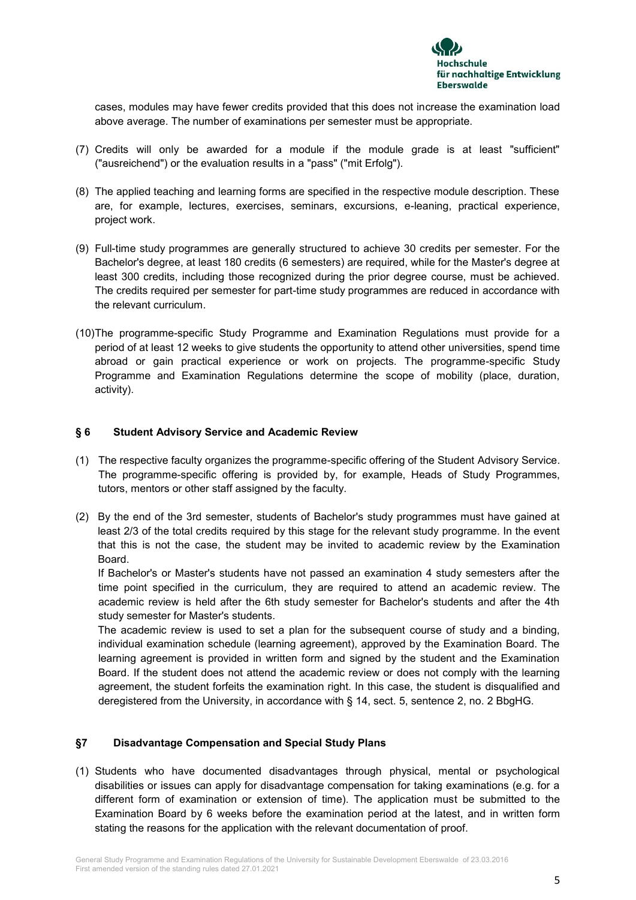cases, modules may have fewer credits provided that this does not increase the examination load above average. The number of examinations per semester must be appropriate.

(7) Credits will only be awarded for a module if the module grade is at least "sufficient" ("ausreichend") or the evaluation results in a "pass" ("mit Erfolg").

(8) The applied teaching and learning forms are specified in the respective module description. These are, for example, lectures, exercises, seminars, excursions, e-leaning, practical experience, project work.

(9) Full-time study programmes are generally structured to achieve 30 credits per semester. For the Bachelor's degree, at least 180 credits (6 semesters) are required, while for the Master's degree at least 300 credits, including those recognized during the prior degree course, must be achieved. The credits required per semester for part-time study programmes are reduced in accordance with the relevant curriculum.

(10) The programme-specific Study Programme and Examination Regulations must provide for a period of at least 12 weeks to give students the opportunity to attend other universities, spend time abroad or gain practical experience or work on projects. The programme-specific Study Programme and Examination Regulations determine the scope of mobility (place, duration, activity).

## § 6 Student Advisory Service and Academic Review

(1) The respective faculty organizes the programme-specific offering of the Student Advisory Service. The programme-specific offering is provided by, for example, Heads of Study Programmes, tutors, mentors or other staff assigned by the faculty.

(2) By the end of the 3rd semester, students of Bachelor's study programmes must have gained at least 2/3 of the total credits required by this stage for the relevant study programme. In the event that this is not the case, the student may be invited to academic review by the Examination Board.

If Bachelor's or Master's students have not passed an examination 4 study semesters after the time point specified in the curriculum, they are required to attend an academic review. The academic review is held after the 6th study semester for Bachelor's students and after the 4th study semester for Master's students.

The academic review is used to set a plan for the subsequent course of study and a binding, individual examination schedule (learning agreement), approved by the Examination Board. The learning agreement is provided in written form and signed by the student and the Examination Board. If the student does not attend the academic review or does not comply with the learning agreement, the student forfeits the examination right. In this case, the student is disqualified and deregistered from the University, in accordance with § 14, sect. 5, sentence 2, no. 2 BbgHG.

## §7 Disadvantage Compensation and Special Study Plans

(1) Students who have documented disadvantages through physical, mental or psychological disabilities or issues can apply for disadvantage compensation for taking examinations (e.g. for a different form of examination or extension of time). The application must be submitted to the Examination Board by 6 weeks before the examination period at the latest, and in written form stating the reasons for the application with the relevant documentation of proof.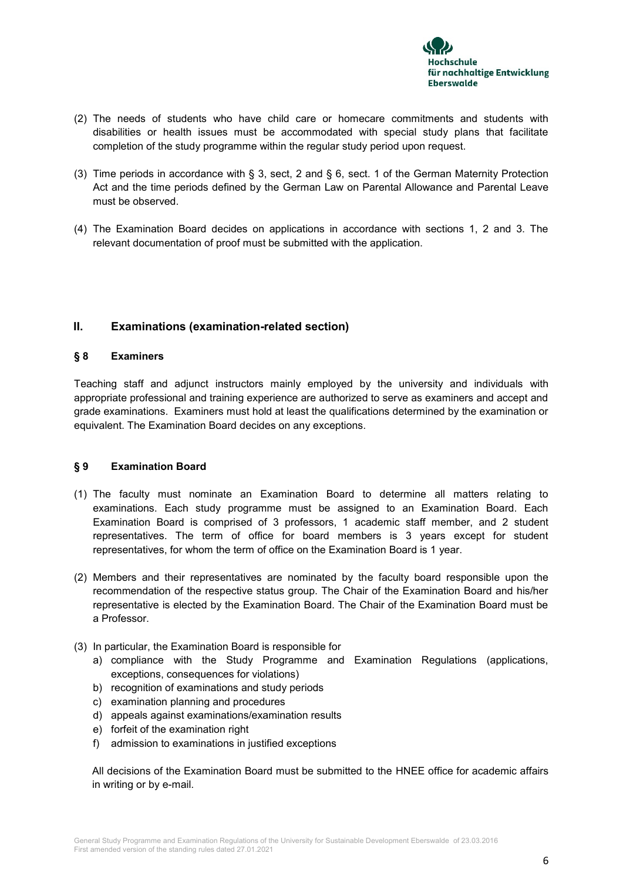(2) The needs of students who have child care or homecare commitments and students with disabilities or health issues must be accommodated with special study plans that facilitate completion of the study programme within the regular study period upon request.

(3) Time periods in accordance with § 3, sect, 2 and § 6, sect. 1 of the German Maternity Protection Act and the time periods defined by the German Law on Parental Allowance and Parental Leave must be observed.

(4) The Examination Board decides on applications in accordance with sections 1, 2 and 3. The relevant documentation of proof must be submitted with the application.

## II. Examinations (examination-related section)

### § 8 Examiners

Teaching staff and adjunct instructors mainly employed by the university and individuals with appropriate professional and training experience are authorized to serve as examiners and accept and grade examinations. Examiners must hold at least the qualifications determined by the examination or equivalent. The Examination Board decides on any exceptions.

### § 9 Examination Board

(1) The faculty must nominate an Examination Board to determine all matters relating to examinations. Each study programme must be assigned to an Examination Board. Each Examination Board is comprised of 3 professors, 1 academic staff member, and 2 student representatives. The term of office for board members is 3 years except for student representatives, for whom the term of office on the Examination Board is 1 year.

(2) Members and their representatives are nominated by the faculty board responsible upon the recommendation of the respective status group. The Chair of the Examination Board and his/her representative is elected by the Examination Board. The Chair of the Examination Board must be a Professor.

(3) In particular, the Examination Board is responsible for
   a) compliance with the Study Programme and Examination Regulations (applications, exceptions, consequences for violations)
   b) recognition of examinations and study periods
   c) examination planning and procedures
   d) appeals against examinations/examination results
   e) forfeit of the examination right
   f) admission to examinations in justified exceptions

   All decisions of the Examination Board must be submitted to the HNEE office for academic affairs in writing or by e-mail.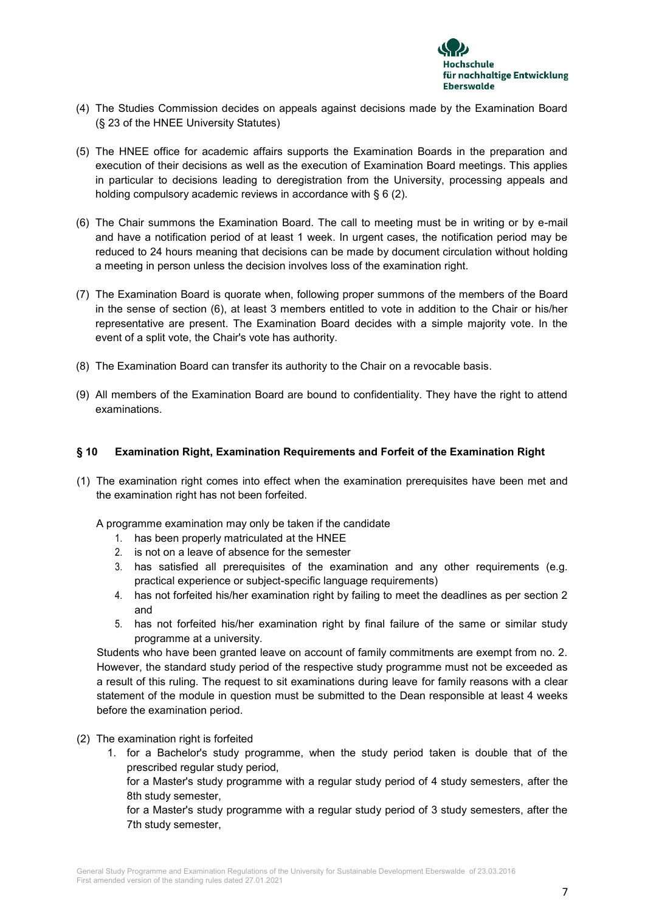(4) The Studies Commission decides on appeals against decisions made by the Examination Board (§ 23 of the HNEE University Statutes)

(5) The HNEE office for academic affairs supports the Examination Boards in the preparation and execution of their decisions as well as the execution of Examination Board meetings. This applies in particular to decisions leading to deregistration from the University, processing appeals and holding compulsory academic reviews in accordance with § 6 (2).

(6) The Chair summons the Examination Board. The call to meeting must be in writing or by e-mail and have a notification period of at least 1 week. In urgent cases, the notification period may be reduced to 24 hours meaning that decisions can be made by document circulation without holding a meeting in person unless the decision involves loss of the examination right.

(7) The Examination Board is quorate when, following proper summons of the members of the Board in the sense of section (6), at least 3 members entitled to vote in addition to the Chair or his/her representative are present. The Examination Board decides with a simple majority vote. In the event of a split vote, the Chair's vote has authority.

(8) The Examination Board can transfer its authority to the Chair on a revocable basis.

(9) All members of the Examination Board are bound to confidentiality. They have the right to attend examinations.

### § 10 Examination Right, Examination Requirements and Forfeit of the Examination Right

(1) The examination right comes into effect when the examination prerequisites have been met and the examination right has not been forfeited.

A programme examination may only be taken if the candidate

1. has been properly matriculated at the HNEE
2. is not on a leave of absence for the semester
3. has satisfied all prerequisites of the examination and any other requirements (e.g. practical experience or subject-specific language requirements)
4. has not forfeited his/her examination right by failing to meet the deadlines as per section 2 and
5. has not forfeited his/her examination right by final failure of the same or similar study programme at a university.

Students who have been granted leave on account of family commitments are exempt from no. 2. However, the standard study period of the respective study programme must not be exceeded as a result of this ruling. The request to sit examinations during leave for family reasons with a clear statement of the module in question must be submitted to the Dean responsible at least 4 weeks before the examination period.

(2) The examination right is forfeited

1. for a Bachelor's study programme, when the study period taken is double that of the prescribed regular study period,

   for a Master's study programme with a regular study period of 4 study semesters, after the 8th study semester,

   for a Master's study programme with a regular study period of 3 study semesters, after the 7th study semester,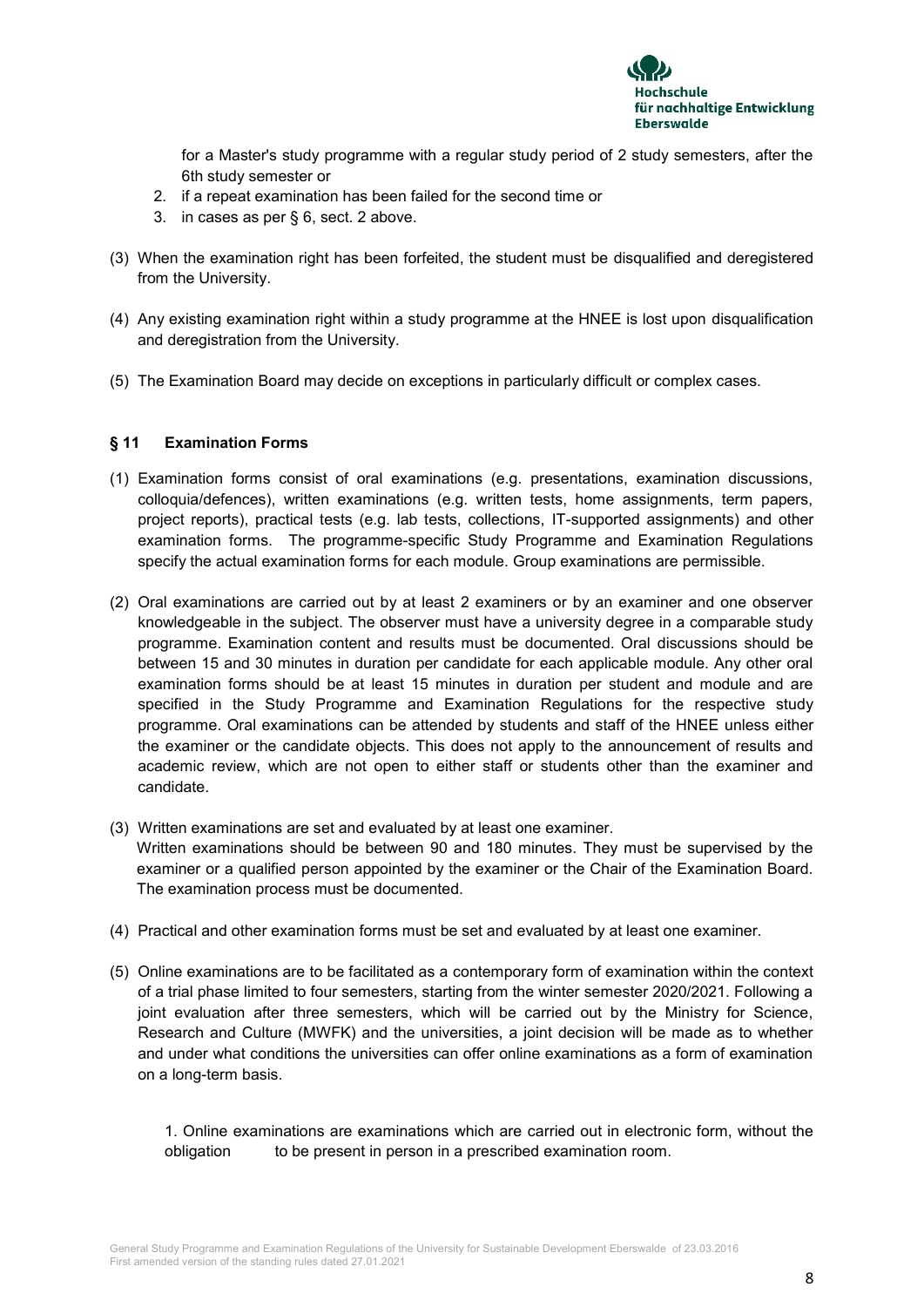for a Master's study programme with a regular study period of 2 study semesters, after the 6th study semester or

2. if a repeat examination has been failed for the second time or
3. in cases as per § 6, sect. 2 above.

(3) When the examination right has been forfeited, the student must be disqualified and deregistered from the University.

(4) Any existing examination right within a study programme at the HNEE is lost upon disqualification and deregistration from the University.

(5) The Examination Board may decide on exceptions in particularly difficult or complex cases.

### § 11 Examination Forms

(1) Examination forms consist of oral examinations (e.g. presentations, examination discussions, colloquia/defences), written examinations (e.g. written tests, home assignments, term papers, project reports), practical tests (e.g. lab tests, collections, IT-supported assignments) and other examination forms. The programme-specific Study Programme and Examination Regulations specify the actual examination forms for each module. Group examinations are permissible.

(2) Oral examinations are carried out by at least 2 examiners or by an examiner and one observer knowledgeable in the subject. The observer must have a university degree in a comparable study programme. Examination content and results must be documented. Oral discussions should be between 15 and 30 minutes in duration per candidate for each applicable module. Any other oral examination forms should be at least 15 minutes in duration per student and module and are specified in the Study Programme and Examination Regulations for the respective study programme. Oral examinations can be attended by students and staff of the HNEE unless either the examiner or the candidate objects. This does not apply to the announcement of results and academic review, which are not open to either staff or students other than the examiner and candidate.

(3) Written examinations are set and evaluated by at least one examiner.
Written examinations should be between 90 and 180 minutes. They must be supervised by the examiner or a qualified person appointed by the examiner or the Chair of the Examination Board. The examination process must be documented.

(4) Practical and other examination forms must be set and evaluated by at least one examiner.

(5) Online examinations are to be facilitated as a contemporary form of examination within the context of a trial phase limited to four semesters, starting from the winter semester 2020/2021. Following a joint evaluation after three semesters, which will be carried out by the Ministry for Science, Research and Culture (MWFK) and the universities, a joint decision will be made as to whether and under what conditions the universities can offer online examinations as a form of examination on a long-term basis.

1. Online examinations are examinations which are carried out in electronic form, without the obligation to be present in person in a prescribed examination room.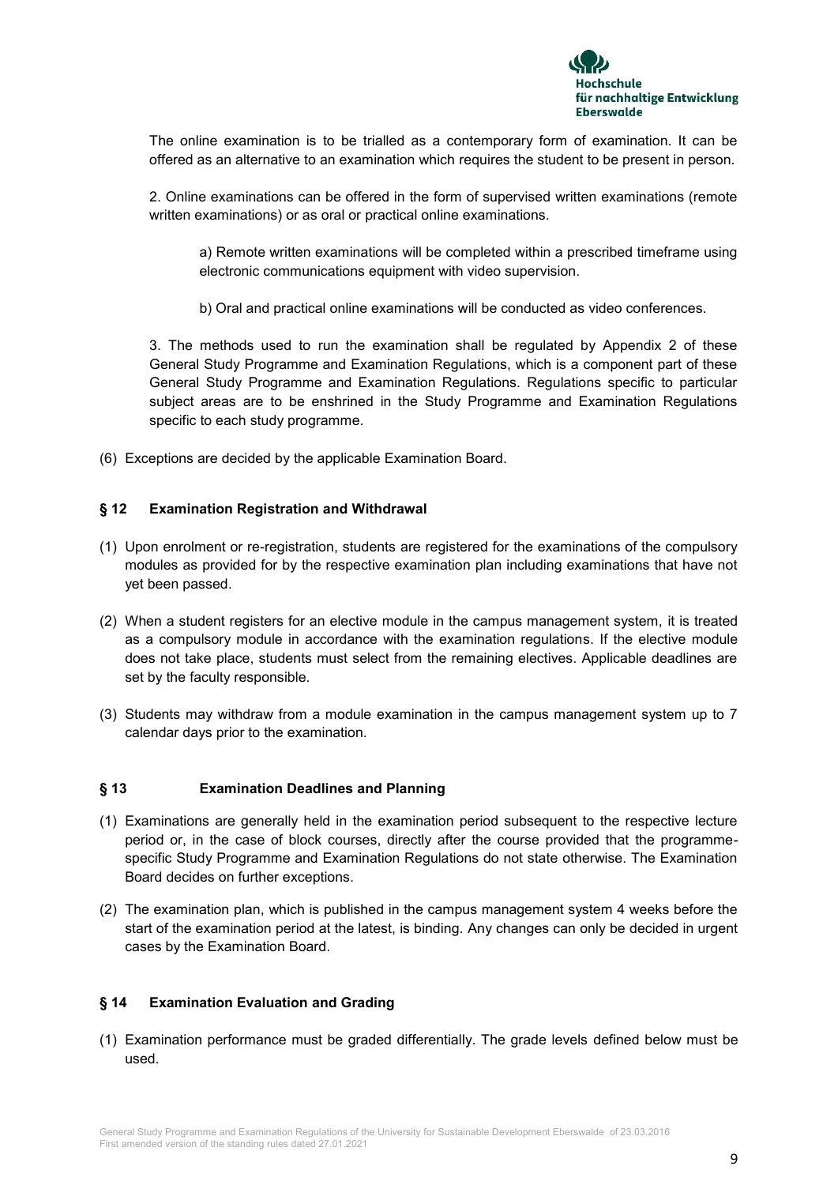The online examination is to be trialled as a contemporary form of examination. It can be offered as an alternative to an examination which requires the student to be present in person.

2. Online examinations can be offered in the form of supervised written examinations (remote written examinations) or as oral or practical online examinations.

a) Remote written examinations will be completed within a prescribed timeframe using electronic communications equipment with video supervision.

b) Oral and practical online examinations will be conducted as video conferences.

3. The methods used to run the examination shall be regulated by Appendix 2 of these General Study Programme and Examination Regulations, which is a component part of these General Study Programme and Examination Regulations. Regulations specific to particular subject areas are to be enshrined in the Study Programme and Examination Regulations specific to each study programme.

(6) Exceptions are decided by the applicable Examination Board.

### § 12 Examination Registration and Withdrawal

(1) Upon enrolment or re-registration, students are registered for the examinations of the compulsory modules as provided for by the respective examination plan including examinations that have not yet been passed.

(2) When a student registers for an elective module in the campus management system, it is treated as a compulsory module in accordance with the examination regulations. If the elective module does not take place, students must select from the remaining electives. Applicable deadlines are set by the faculty responsible.

(3) Students may withdraw from a module examination in the campus management system up to 7 calendar days prior to the examination.

### § 13 Examination Deadlines and Planning

(1) Examinations are generally held in the examination period subsequent to the respective lecture period or, in the case of block courses, directly after the course provided that the programme-specific Study Programme and Examination Regulations do not state otherwise. The Examination Board decides on further exceptions.

(2) The examination plan, which is published in the campus management system 4 weeks before the start of the examination period at the latest, is binding. Any changes can only be decided in urgent cases by the Examination Board.

### § 14 Examination Evaluation and Grading

(1) Examination performance must be graded differentially. The grade levels defined below must be used.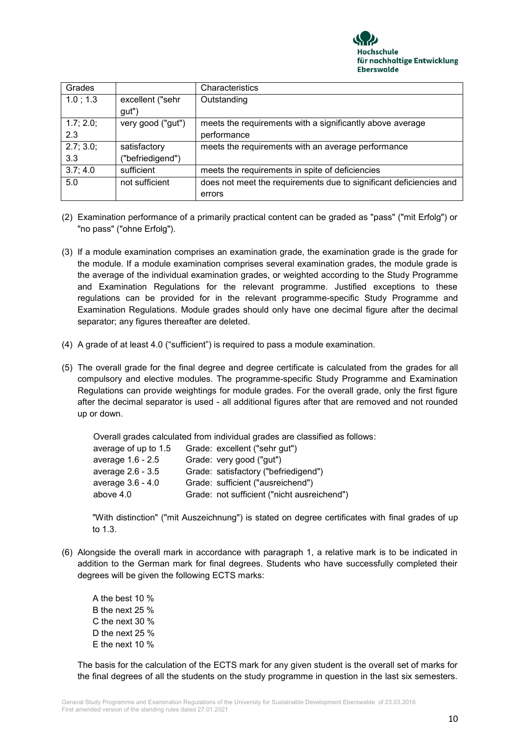| Grades | | Characteristics |
|---|---|---|
| 1.0 ; 1.3 | excellent ("sehr gut") | Outstanding |
| 1.7; 2.0; 2.3 | very good ("gut") | meets the requirements with a significantly above average performance |
| 2.7; 3.0; 3.3 | satisfactory ("befriedigend") | meets the requirements with an average performance |
| 3.7; 4.0 | sufficient | meets the requirements in spite of deficiencies |
| 5.0 | not sufficient | does not meet the requirements due to significant deficiencies and errors |

(2) Examination performance of a primarily practical content can be graded as "pass" ("mit Erfolg") or "no pass" ("ohne Erfolg").

(3) If a module examination comprises an examination grade, the examination grade is the grade for the module. If a module examination comprises several examination grades, the module grade is the average of the individual examination grades, or weighted according to the Study Programme and Examination Regulations for the relevant programme. Justified exceptions to these regulations can be provided for in the relevant programme-specific Study Programme and Examination Regulations. Module grades should only have one decimal figure after the decimal separator; any figures thereafter are deleted.

(4) A grade of at least 4.0 ("sufficient") is required to pass a module examination.

(5) The overall grade for the final degree and degree certificate is calculated from the grades for all compulsory and elective modules. The programme-specific Study Programme and Examination Regulations can provide weightings for module grades. For the overall grade, only the first figure after the decimal separator is used - all additional figures after that are removed and not rounded up or down.

Overall grades calculated from individual grades are classified as follows:

| | |
|---|---|
| average of up to 1.5 | Grade: excellent ("sehr gut") |
| average 1.6 - 2.5 | Grade: very good ("gut") |
| average 2.6 - 3.5 | Grade: satisfactory ("befriedigend") |
| average 3.6 - 4.0 | Grade: sufficient ("ausreichend") |
| above 4.0 | Grade: not sufficient ("nicht ausreichend") |

"With distinction" ("mit Auszeichnung") is stated on degree certificates with final grades of up to 1.3.

(6) Alongside the overall mark in accordance with paragraph 1, a relative mark is to be indicated in addition to the German mark for final degrees. Students who have successfully completed their degrees will be given the following ECTS marks:

A the best 10 %  
B the next 25 %  
C the next 30 %  
D the next 25 %  
E the next 10 %

The basis for the calculation of the ECTS mark for any given student is the overall set of marks for the final degrees of all the students on the study programme in question in the last six semesters.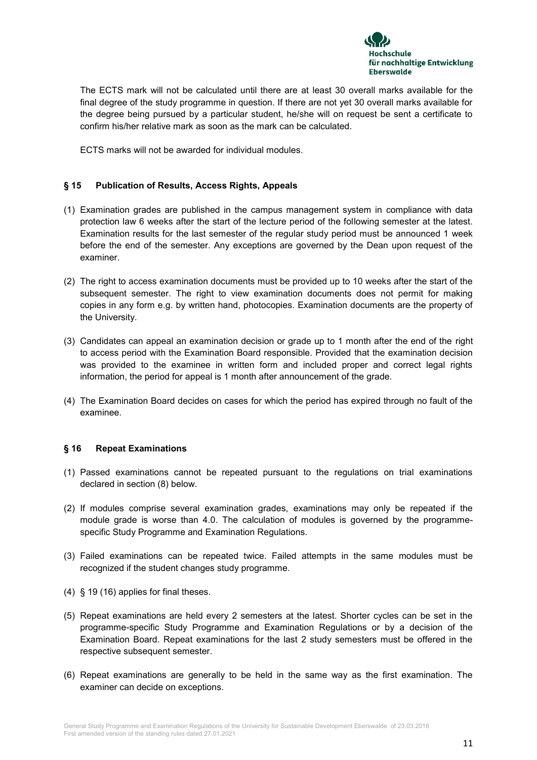The ECTS mark will not be calculated until there are at least 30 overall marks available for the final degree of the study programme in question. If there are not yet 30 overall marks available for the degree being pursued by a particular student, he/she will on request be sent a certificate to confirm his/her relative mark as soon as the mark can be calculated.

ECTS marks will not be awarded for individual modules.

## § 15 Publication of Results, Access Rights, Appeals

(1) Examination grades are published in the campus management system in compliance with data protection law 6 weeks after the start of the lecture period of the following semester at the latest. Examination results for the last semester of the regular study period must be announced 1 week before the end of the semester. Any exceptions are governed by the Dean upon request of the examiner.

(2) The right to access examination documents must be provided up to 10 weeks after the start of the subsequent semester. The right to view examination documents does not permit for making copies in any form e.g. by written hand, photocopies. Examination documents are the property of the University.

(3) Candidates can appeal an examination decision or grade up to 1 month after the end of the right to access period with the Examination Board responsible. Provided that the examination decision was provided to the examinee in written form and included proper and correct legal rights information, the period for appeal is 1 month after announcement of the grade.

(4) The Examination Board decides on cases for which the period has expired through no fault of the examinee.

## § 16 Repeat Examinations

(1) Passed examinations cannot be repeated pursuant to the regulations on trial examinations declared in section (8) below.

(2) If modules comprise several examination grades, examinations may only be repeated if the module grade is worse than 4.0. The calculation of modules is governed by the programme-specific Study Programme and Examination Regulations.

(3) Failed examinations can be repeated twice. Failed attempts in the same modules must be recognized if the student changes study programme.

(4) § 19 (16) applies for final theses.

(5) Repeat examinations are held every 2 semesters at the latest. Shorter cycles can be set in the programme-specific Study Programme and Examination Regulations or by a decision of the Examination Board. Repeat examinations for the last 2 study semesters must be offered in the respective subsequent semester.

(6) Repeat examinations are generally to be held in the same way as the first examination. The examiner can decide on exceptions.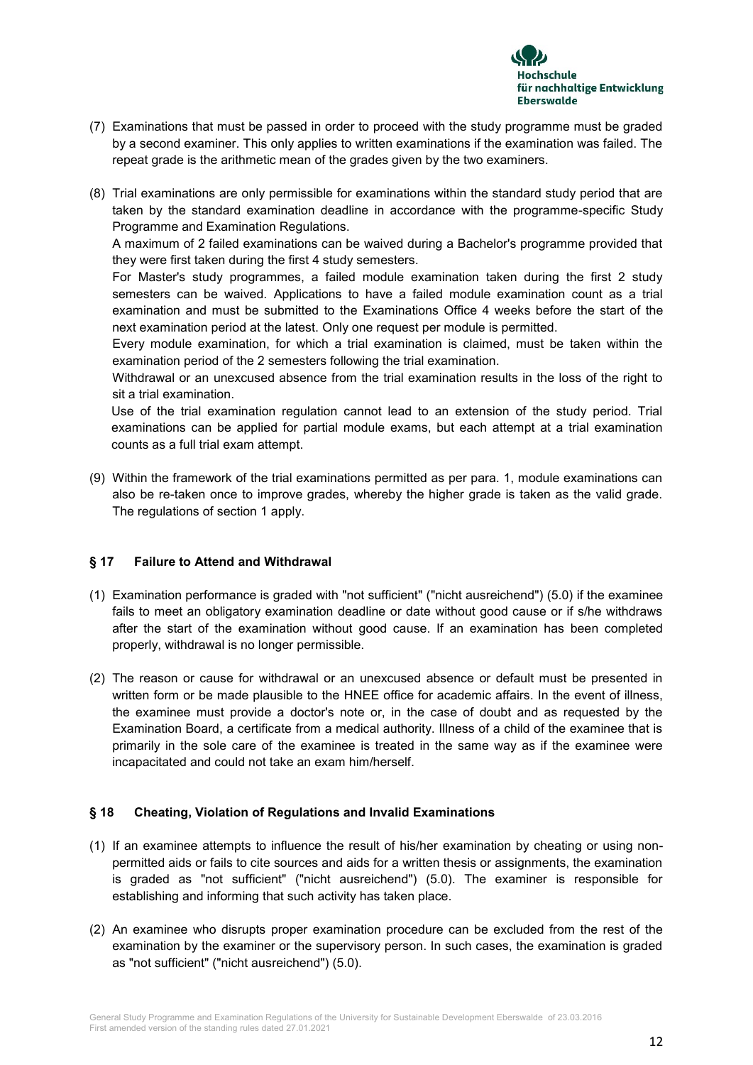(7) Examinations that must be passed in order to proceed with the study programme must be graded by a second examiner. This only applies to written examinations if the examination was failed. The repeat grade is the arithmetic mean of the grades given by the two examiners.

(8) Trial examinations are only permissible for examinations within the standard study period that are taken by the standard examination deadline in accordance with the programme-specific Study Programme and Examination Regulations.
A maximum of 2 failed examinations can be waived during a Bachelor's programme provided that they were first taken during the first 4 study semesters.
For Master's study programmes, a failed module examination taken during the first 2 study semesters can be waived. Applications to have a failed module examination count as a trial examination and must be submitted to the Examinations Office 4 weeks before the start of the next examination period at the latest. Only one request per module is permitted.
Every module examination, for which a trial examination is claimed, must be taken within the examination period of the 2 semesters following the trial examination.
Withdrawal or an unexcused absence from the trial examination results in the loss of the right to sit a trial examination.
Use of the trial examination regulation cannot lead to an extension of the study period. Trial examinations can be applied for partial module exams, but each attempt at a trial examination counts as a full trial exam attempt.

(9) Within the framework of the trial examinations permitted as per para. 1, module examinations can also be re-taken once to improve grades, whereby the higher grade is taken as the valid grade. The regulations of section 1 apply.

### § 17 Failure to Attend and Withdrawal

(1) Examination performance is graded with "not sufficient" ("nicht ausreichend") (5.0) if the examinee fails to meet an obligatory examination deadline or date without good cause or if s/he withdraws after the start of the examination without good cause. If an examination has been completed properly, withdrawal is no longer permissible.

(2) The reason or cause for withdrawal or an unexcused absence or default must be presented in written form or be made plausible to the HNEE office for academic affairs. In the event of illness, the examinee must provide a doctor's note or, in the case of doubt and as requested by the Examination Board, a certificate from a medical authority. Illness of a child of the examinee that is primarily in the sole care of the examinee is treated in the same way as if the examinee were incapacitated and could not take an exam him/herself.

### § 18 Cheating, Violation of Regulations and Invalid Examinations

(1) If an examinee attempts to influence the result of his/her examination by cheating or using non-permitted aids or fails to cite sources and aids for a written thesis or assignments, the examination is graded as "not sufficient" ("nicht ausreichend") (5.0). The examiner is responsible for establishing and informing that such activity has taken place.

(2) An examinee who disrupts proper examination procedure can be excluded from the rest of the examination by the examiner or the supervisory person. In such cases, the examination is graded as "not sufficient" ("nicht ausreichend") (5.0).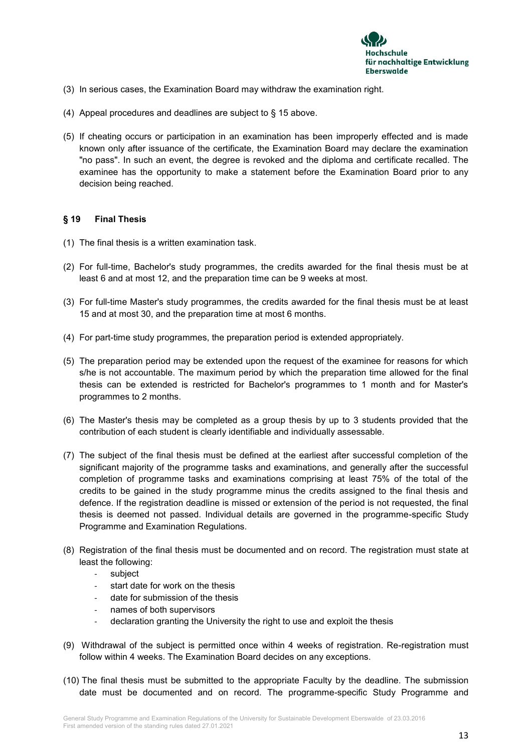(3) In serious cases, the Examination Board may withdraw the examination right.

(4) Appeal procedures and deadlines are subject to § 15 above.

(5) If cheating occurs or participation in an examination has been improperly effected and is made known only after issuance of the certificate, the Examination Board may declare the examination "no pass". In such an event, the degree is revoked and the diploma and certificate recalled. The examinee has the opportunity to make a statement before the Examination Board prior to any decision being reached.

### § 19 Final Thesis

(1) The final thesis is a written examination task.

(2) For full-time, Bachelor's study programmes, the credits awarded for the final thesis must be at least 6 and at most 12, and the preparation time can be 9 weeks at most.

(3) For full-time Master's study programmes, the credits awarded for the final thesis must be at least 15 and at most 30, and the preparation time at most 6 months.

(4) For part-time study programmes, the preparation period is extended appropriately.

(5) The preparation period may be extended upon the request of the examinee for reasons for which s/he is not accountable. The maximum period by which the preparation time allowed for the final thesis can be extended is restricted for Bachelor's programmes to 1 month and for Master's programmes to 2 months.

(6) The Master's thesis may be completed as a group thesis by up to 3 students provided that the contribution of each student is clearly identifiable and individually assessable.

(7) The subject of the final thesis must be defined at the earliest after successful completion of the significant majority of the programme tasks and examinations, and generally after the successful completion of programme tasks and examinations comprising at least 75% of the total of the credits to be gained in the study programme minus the credits assigned to the final thesis and defence. If the registration deadline is missed or extension of the period is not requested, the final thesis is deemed not passed. Individual details are governed in the programme-specific Study Programme and Examination Regulations.

(8) Registration of the final thesis must be documented and on record. The registration must state at least the following:
   - subject
   - start date for work on the thesis
   - date for submission of the thesis
   - names of both supervisors
   - declaration granting the University the right to use and exploit the thesis

(9) Withdrawal of the subject is permitted once within 4 weeks of registration. Re-registration must follow within 4 weeks. The Examination Board decides on any exceptions.

(10) The final thesis must be submitted to the appropriate Faculty by the deadline. The submission date must be documented and on record. The programme-specific Study Programme and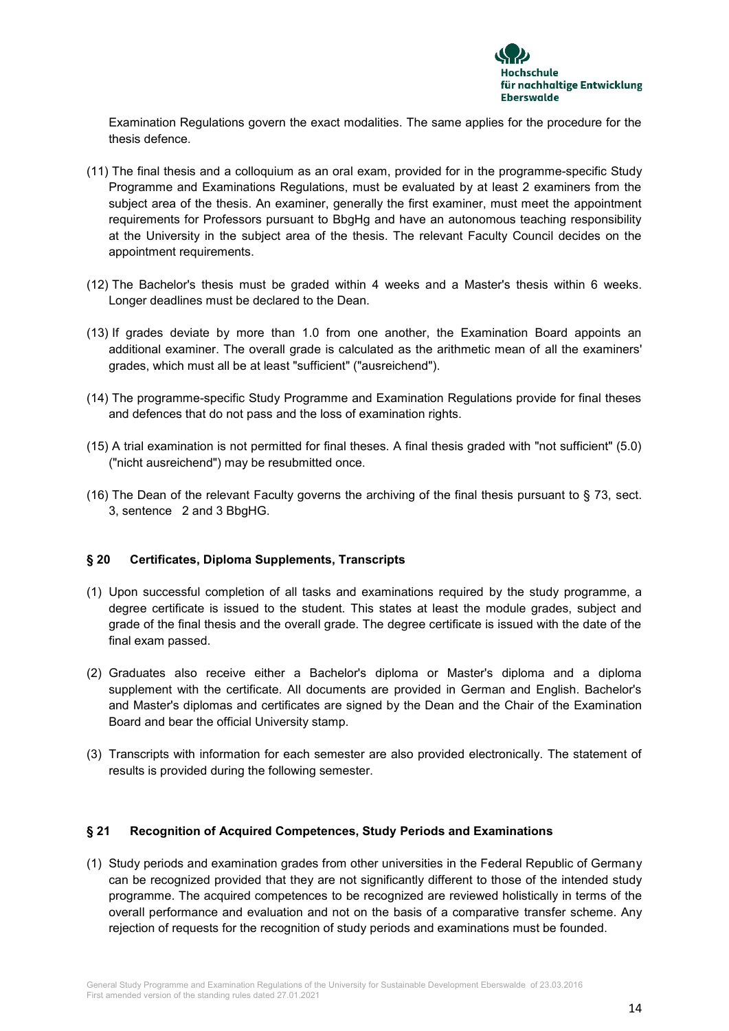Examination Regulations govern the exact modalities. The same applies for the procedure for the thesis defence.

(11) The final thesis and a colloquium as an oral exam, provided for in the programme-specific Study Programme and Examinations Regulations, must be evaluated by at least 2 examiners from the subject area of the thesis. An examiner, generally the first examiner, must meet the appointment requirements for Professors pursuant to BbgHg and have an autonomous teaching responsibility at the University in the subject area of the thesis. The relevant Faculty Council decides on the appointment requirements.

(12) The Bachelor's thesis must be graded within 4 weeks and a Master's thesis within 6 weeks. Longer deadlines must be declared to the Dean.

(13) If grades deviate by more than 1.0 from one another, the Examination Board appoints an additional examiner. The overall grade is calculated as the arithmetic mean of all the examiners' grades, which must all be at least "sufficient" ("ausreichend").

(14) The programme-specific Study Programme and Examination Regulations provide for final theses and defences that do not pass and the loss of examination rights.

(15) A trial examination is not permitted for final theses. A final thesis graded with "not sufficient" (5.0) ("nicht ausreichend") may be resubmitted once.

(16) The Dean of the relevant Faculty governs the archiving of the final thesis pursuant to § 73, sect. 3, sentence 2 and 3 BbgHG.

### § 20 Certificates, Diploma Supplements, Transcripts

(1) Upon successful completion of all tasks and examinations required by the study programme, a degree certificate is issued to the student. This states at least the module grades, subject and grade of the final thesis and the overall grade. The degree certificate is issued with the date of the final exam passed.

(2) Graduates also receive either a Bachelor's diploma or Master's diploma and a diploma supplement with the certificate. All documents are provided in German and English. Bachelor's and Master's diplomas and certificates are signed by the Dean and the Chair of the Examination Board and bear the official University stamp.

(3) Transcripts with information for each semester are also provided electronically. The statement of results is provided during the following semester.

### § 21 Recognition of Acquired Competences, Study Periods and Examinations

(1) Study periods and examination grades from other universities in the Federal Republic of Germany can be recognized provided that they are not significantly different to those of the intended study programme. The acquired competences to be recognized are reviewed holistically in terms of the overall performance and evaluation and not on the basis of a comparative transfer scheme. Any rejection of requests for the recognition of study periods and examinations must be founded.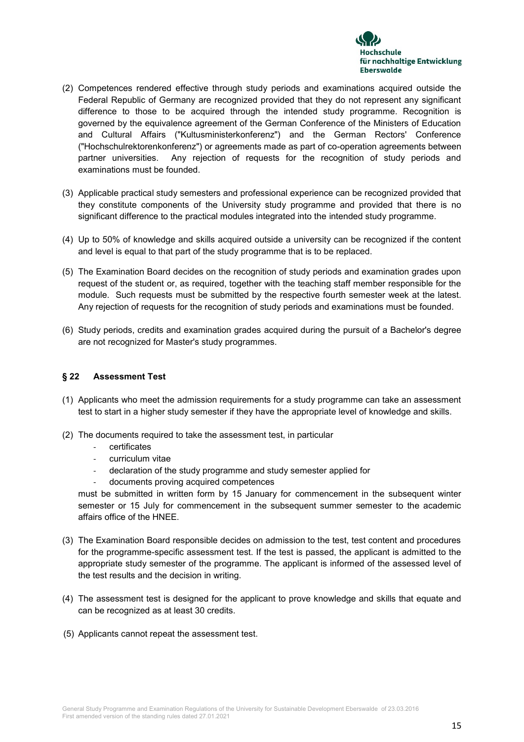(2) Competences rendered effective through study periods and examinations acquired outside the Federal Republic of Germany are recognized provided that they do not represent any significant difference to those to be acquired through the intended study programme. Recognition is governed by the equivalence agreement of the German Conference of the Ministers of Education and Cultural Affairs ("Kultusministerkonferenz") and the German Rectors' Conference ("Hochschulrektorenkonferenz") or agreements made as part of co-operation agreements between partner universities. Any rejection of requests for the recognition of study periods and examinations must be founded.

(3) Applicable practical study semesters and professional experience can be recognized provided that they constitute components of the University study programme and provided that there is no significant difference to the practical modules integrated into the intended study programme.

(4) Up to 50% of knowledge and skills acquired outside a university can be recognized if the content and level is equal to that part of the study programme that is to be replaced.

(5) The Examination Board decides on the recognition of study periods and examination grades upon request of the student or, as required, together with the teaching staff member responsible for the module. Such requests must be submitted by the respective fourth semester week at the latest. Any rejection of requests for the recognition of study periods and examinations must be founded.

(6) Study periods, credits and examination grades acquired during the pursuit of a Bachelor's degree are not recognized for Master's study programmes.

## § 22 Assessment Test

(1) Applicants who meet the admission requirements for a study programme can take an assessment test to start in a higher study semester if they have the appropriate level of knowledge and skills.

(2) The documents required to take the assessment test, in particular
   - certificates
   - curriculum vitae
   - declaration of the study programme and study semester applied for
   - documents proving acquired competences

   must be submitted in written form by 15 January for commencement in the subsequent winter semester or 15 July for commencement in the subsequent summer semester to the academic affairs office of the HNEE.

(3) The Examination Board responsible decides on admission to the test, test content and procedures for the programme-specific assessment test. If the test is passed, the applicant is admitted to the appropriate study semester of the programme. The applicant is informed of the assessed level of the test results and the decision in writing.

(4) The assessment test is designed for the applicant to prove knowledge and skills that equate and can be recognized as at least 30 credits.

(5) Applicants cannot repeat the assessment test.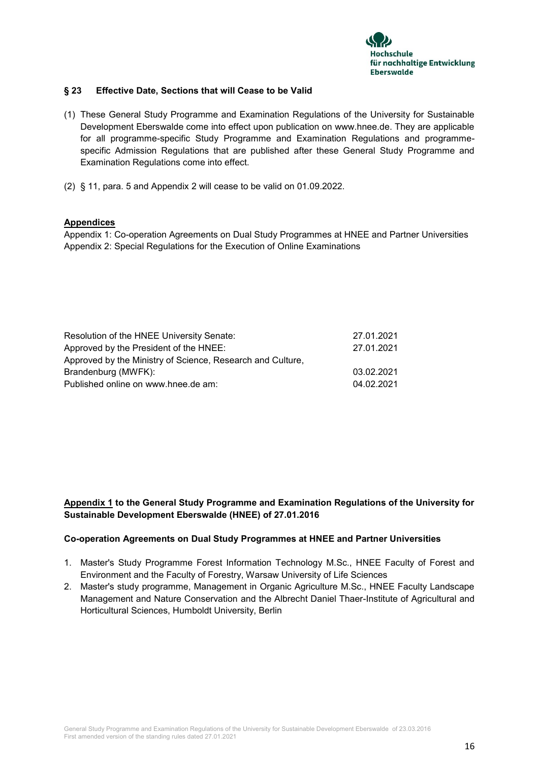### § 23 Effective Date, Sections that will Cease to be Valid

(1) These General Study Programme and Examination Regulations of the University for Sustainable Development Eberswalde come into effect upon publication on www.hnee.de. They are applicable for all programme-specific Study Programme and Examination Regulations and programme-specific Admission Regulations that are published after these General Study Programme and Examination Regulations come into effect.

(2) § 11, para. 5 and Appendix 2 will cease to be valid on 01.09.2022.

**Appendices**

Appendix 1: Co-operation Agreements on Dual Study Programmes at HNEE and Partner Universities
Appendix 2: Special Regulations for the Execution of Online Examinations

| | |
|---|---|
| Resolution of the HNEE University Senate: | 27.01.2021 |
| Approved by the President of the HNEE: | 27.01.2021 |
| Approved by the Ministry of Science, Research and Culture, Brandenburg (MWFK): | 03.02.2021 |
| Published online on www.hnee.de am: | 04.02.2021 |

**Appendix 1 to the General Study Programme and Examination Regulations of the University for Sustainable Development Eberswalde (HNEE) of 27.01.2016**

**Co-operation Agreements on Dual Study Programmes at HNEE and Partner Universities**

1. Master's Study Programme Forest Information Technology M.Sc., HNEE Faculty of Forest and Environment and the Faculty of Forestry, Warsaw University of Life Sciences
2. Master's study programme, Management in Organic Agriculture M.Sc., HNEE Faculty Landscape Management and Nature Conservation and the Albrecht Daniel Thaer-Institute of Agricultural and Horticultural Sciences, Humboldt University, Berlin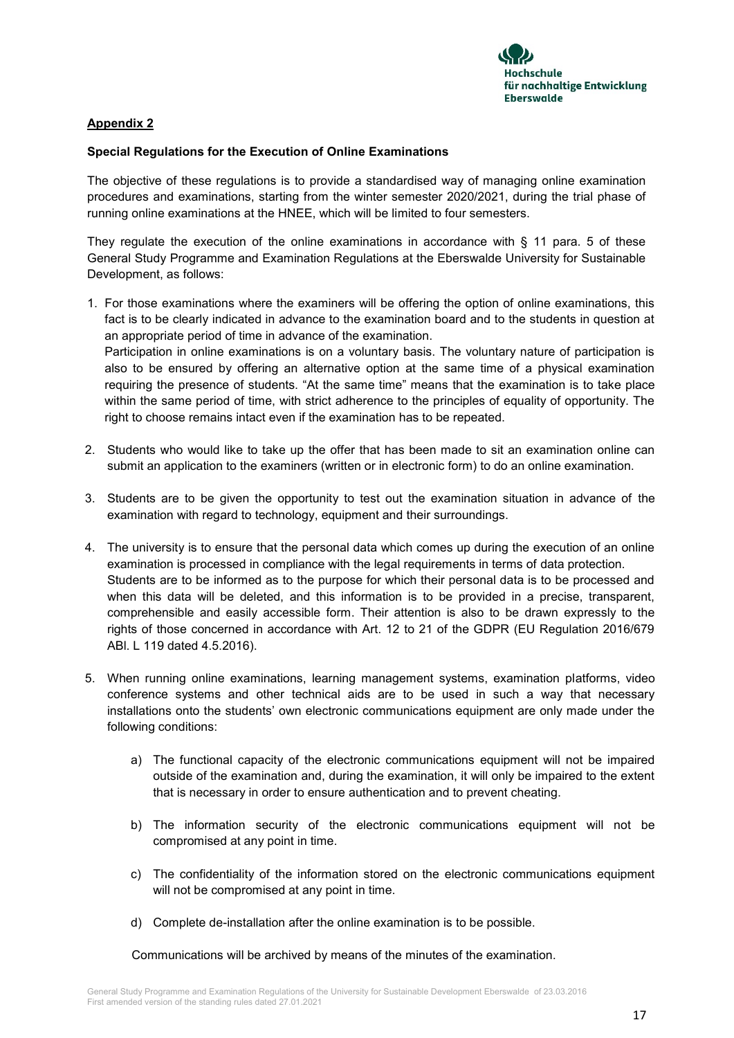**Appendix 2**

**Special Regulations for the Execution of Online Examinations**

The objective of these regulations is to provide a standardised way of managing online examination procedures and examinations, starting from the winter semester 2020/2021, during the trial phase of running online examinations at the HNEE, which will be limited to four semesters.

They regulate the execution of the online examinations in accordance with § 11 para. 5 of these General Study Programme and Examination Regulations at the Eberswalde University for Sustainable Development, as follows:

1. For those examinations where the examiners will be offering the option of online examinations, this fact is to be clearly indicated in advance to the examination board and to the students in question at an appropriate period of time in advance of the examination.
   Participation in online examinations is on a voluntary basis. The voluntary nature of participation is also to be ensured by offering an alternative option at the same time of a physical examination requiring the presence of students. "At the same time" means that the examination is to take place within the same period of time, with strict adherence to the principles of equality of opportunity. The right to choose remains intact even if the examination has to be repeated.

2. Students who would like to take up the offer that has been made to sit an examination online can submit an application to the examiners (written or in electronic form) to do an online examination.

3. Students are to be given the opportunity to test out the examination situation in advance of the examination with regard to technology, equipment and their surroundings.

4. The university is to ensure that the personal data which comes up during the execution of an online examination is processed in compliance with the legal requirements in terms of data protection.
   Students are to be informed as to the purpose for which their personal data is to be processed and when this data will be deleted, and this information is to be provided in a precise, transparent, comprehensible and easily accessible form. Their attention is also to be drawn expressly to the rights of those concerned in accordance with Art. 12 to 21 of the GDPR (EU Regulation 2016/679 ABl. L 119 dated 4.5.2016).

5. When running online examinations, learning management systems, examination platforms, video conference systems and other technical aids are to be used in such a way that necessary installations onto the students' own electronic communications equipment are only made under the following conditions:

   a) The functional capacity of the electronic communications equipment will not be impaired outside of the examination and, during the examination, it will only be impaired to the extent that is necessary in order to ensure authentication and to prevent cheating.

   b) The information security of the electronic communications equipment will not be compromised at any point in time.

   c) The confidentiality of the information stored on the electronic communications equipment will not be compromised at any point in time.

   d) Complete de-installation after the online examination is to be possible.

   Communications will be archived by means of the minutes of the examination.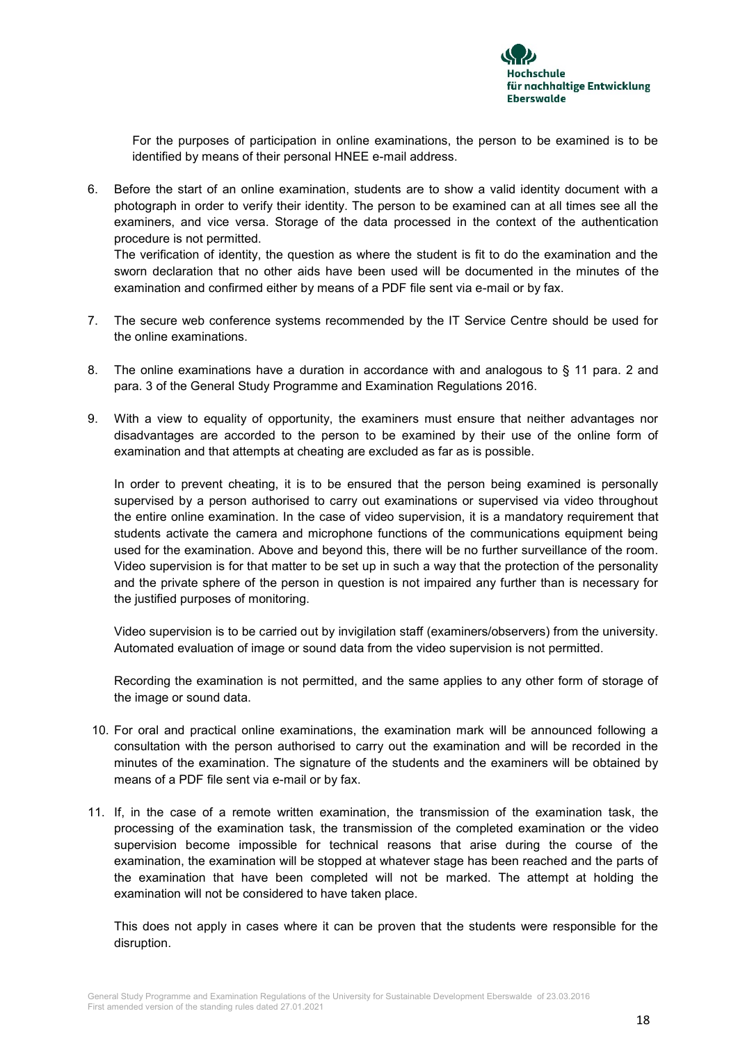For the purposes of participation in online examinations, the person to be examined is to be identified by means of their personal HNEE e-mail address.

6. Before the start of an online examination, students are to show a valid identity document with a photograph in order to verify their identity. The person to be examined can at all times see all the examiners, and vice versa. Storage of the data processed in the context of the authentication procedure is not permitted.

   The verification of identity, the question as where the student is fit to do the examination and the sworn declaration that no other aids have been used will be documented in the minutes of the examination and confirmed either by means of a PDF file sent via e-mail or by fax.

7. The secure web conference systems recommended by the IT Service Centre should be used for the online examinations.

8. The online examinations have a duration in accordance with and analogous to § 11 para. 2 and para. 3 of the General Study Programme and Examination Regulations 2016.

9. With a view to equality of opportunity, the examiners must ensure that neither advantages nor disadvantages are accorded to the person to be examined by their use of the online form of examination and that attempts at cheating are excluded as far as is possible.

   In order to prevent cheating, it is to be ensured that the person being examined is personally supervised by a person authorised to carry out examinations or supervised via video throughout the entire online examination. In the case of video supervision, it is a mandatory requirement that students activate the camera and microphone functions of the communications equipment being used for the examination. Above and beyond this, there will be no further surveillance of the room. Video supervision is for that matter to be set up in such a way that the protection of the personality and the private sphere of the person in question is not impaired any further than is necessary for the justified purposes of monitoring.

   Video supervision is to be carried out by invigilation staff (examiners/observers) from the university. Automated evaluation of image or sound data from the video supervision is not permitted.

   Recording the examination is not permitted, and the same applies to any other form of storage of the image or sound data.

10. For oral and practical online examinations, the examination mark will be announced following a consultation with the person authorised to carry out the examination and will be recorded in the minutes of the examination. The signature of the students and the examiners will be obtained by means of a PDF file sent via e-mail or by fax.

11. If, in the case of a remote written examination, the transmission of the examination task, the processing of the examination task, the transmission of the completed examination or the video supervision become impossible for technical reasons that arise during the course of the examination, the examination will be stopped at whatever stage has been reached and the parts of the examination that have been completed will not be marked. The attempt at holding the examination will not be considered to have taken place.

    This does not apply in cases where it can be proven that the students were responsible for the disruption.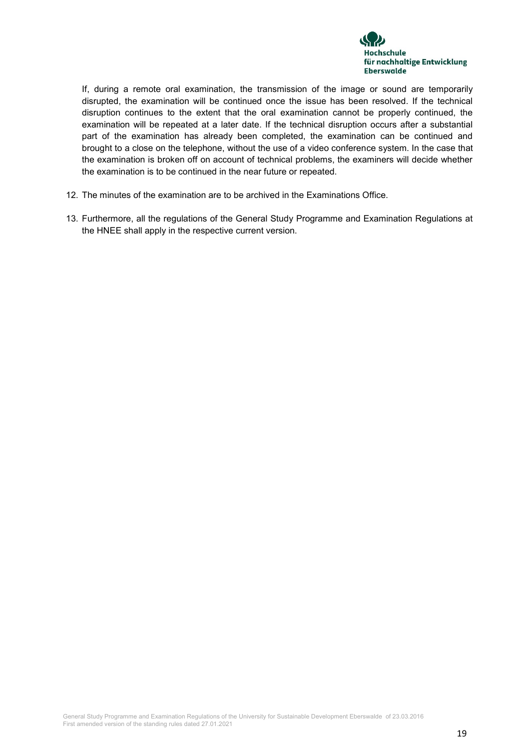If, during a remote oral examination, the transmission of the image or sound are temporarily disrupted, the examination will be continued once the issue has been resolved. If the technical disruption continues to the extent that the oral examination cannot be properly continued, the examination will be repeated at a later date. If the technical disruption occurs after a substantial part of the examination has already been completed, the examination can be continued and brought to a close on the telephone, without the use of a video conference system. In the case that the examination is broken off on account of technical problems, the examiners will decide whether the examination is to be continued in the near future or repeated.

12. The minutes of the examination are to be archived in the Examinations Office.

13. Furthermore, all the regulations of the General Study Programme and Examination Regulations at the HNEE shall apply in the respective current version.